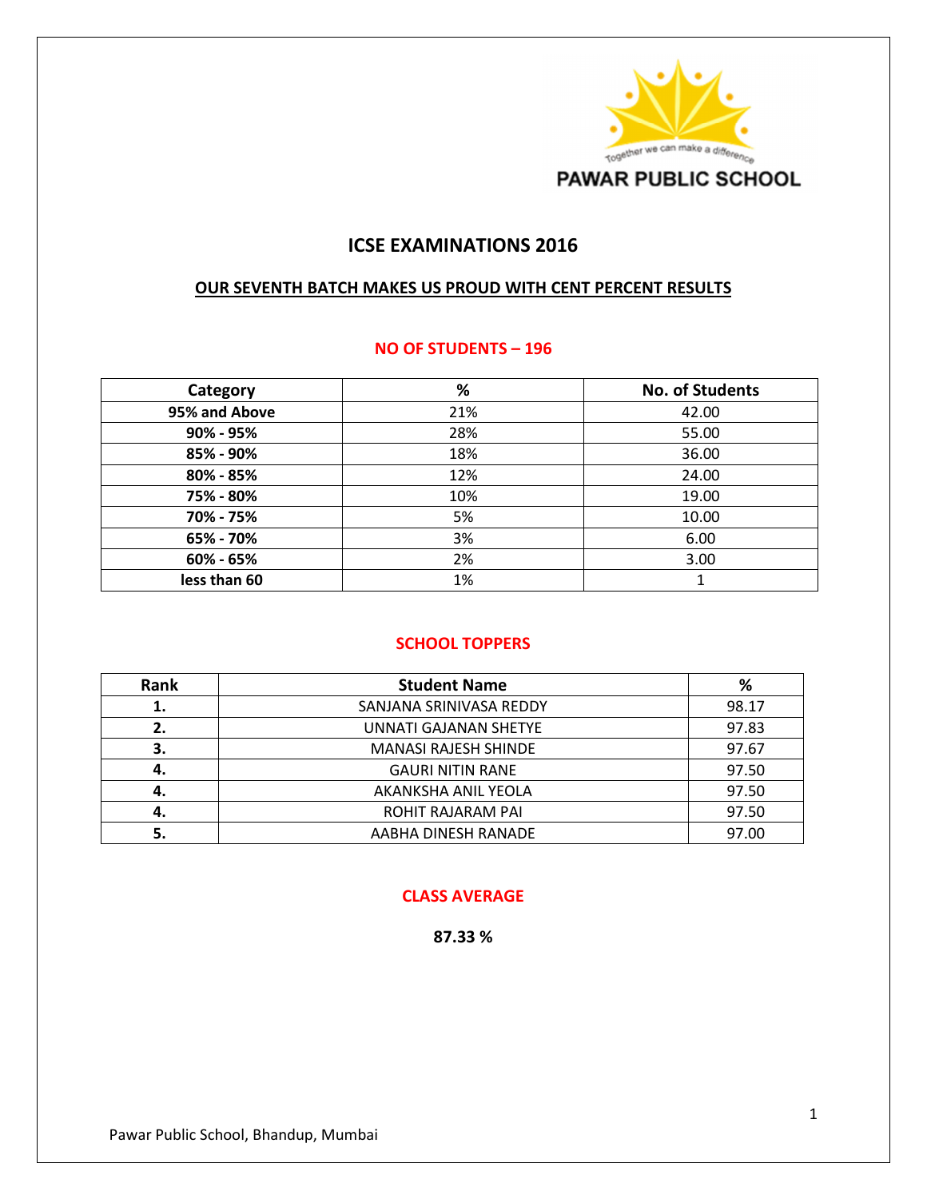PAWAR PUBLIC SCHOOL

Together we can make a difference

# ICSE EXAMINATIONS 2016

## OUR SEVENTH BATCH MAKES US PROUD WITH CENT PERCENT RESULTS

### NO OF STUDENTS – 196

| Category | % | No. of Students |
|---|---|---|
| 95% and Above | 21% | 42.00 |
| 90% - 95% | 28% | 55.00 |
| 85% - 90% | 18% | 36.00 |
| 80% - 85% | 12% | 24.00 |
| 75% - 80% | 10% | 19.00 |
| 70% - 75% | 5% | 10.00 |
| 65% - 70% | 3% | 6.00 |
| 60% - 65% | 2% | 3.00 |
| less than 60 | 1% | 1 |

### SCHOOL TOPPERS

| Rank | Student Name | % |
|---|---|---|
| 1. | SANJANA SRINIVASA REDDY | 98.17 |
| 2. | UNNATI GAJANAN SHETYE | 97.83 |
| 3. | MANASI RAJESH SHINDE | 97.67 |
| 4. | GAURI NITIN RANE | 97.50 |
| 4. | AKANKSHA ANIL YEOLA | 97.50 |
| 4. | ROHIT RAJARAM PAI | 97.50 |
| 5. | AABHA DINESH RANADE | 97.00 |

### CLASS AVERAGE

**87.33 %**

Pawar Public School, Bhandup, Mumbai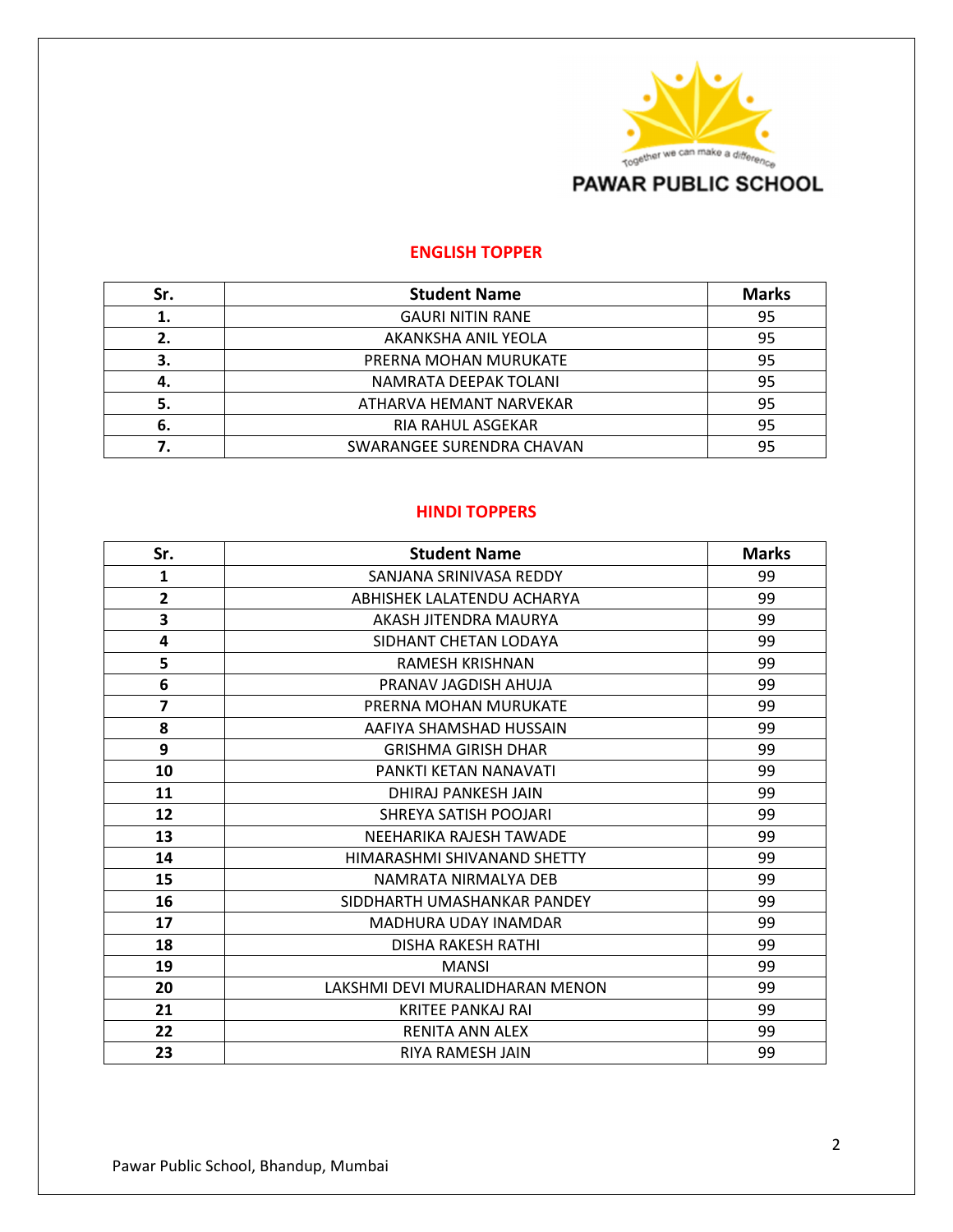PAWAR PUBLIC SCHOOL

Together we can make a difference

## ENGLISH TOPPER

| Sr. | Student Name | Marks |
|---|---|---|
| 1. | GAURI NITIN RANE | 95 |
| 2. | AKANKSHA ANIL YEOLA | 95 |
| 3. | PRERNA MOHAN MURUKATE | 95 |
| 4. | NAMRATA DEEPAK TOLANI | 95 |
| 5. | ATHARVA HEMANT NARVEKAR | 95 |
| 6. | RIA RAHUL ASGEKAR | 95 |
| 7. | SWARANGEE SURENDRA CHAVAN | 95 |

## HINDI TOPPERS

| Sr. | Student Name | Marks |
|---|---|---|
| 1 | SANJANA SRINIVASA REDDY | 99 |
| 2 | ABHISHEK LALATENDU ACHARYA | 99 |
| 3 | AKASH JITENDRA MAURYA | 99 |
| 4 | SIDHANT CHETAN LODAYA | 99 |
| 5 | RAMESH KRISHNAN | 99 |
| 6 | PRANAV JAGDISH AHUJA | 99 |
| 7 | PRERNA MOHAN MURUKATE | 99 |
| 8 | AAFIYA SHAMSHAD HUSSAIN | 99 |
| 9 | GRISHMA GIRISH DHAR | 99 |
| 10 | PANKTI KETAN NANAVATI | 99 |
| 11 | DHIRAJ PANKESH JAIN | 99 |
| 12 | SHREYA SATISH POOJARI | 99 |
| 13 | NEEHARIKA RAJESH TAWADE | 99 |
| 14 | HIMARASHMI SHIVANAND SHETTY | 99 |
| 15 | NAMRATA NIRMALYA DEB | 99 |
| 16 | SIDDHARTH UMASHANKAR PANDEY | 99 |
| 17 | MADHURA UDAY INAMDAR | 99 |
| 18 | DISHA RAKESH RATHI | 99 |
| 19 | MANSI | 99 |
| 20 | LAKSHMI DEVI MURALIDHARAN MENON | 99 |
| 21 | KRITEE PANKAJ RAI | 99 |
| 22 | RENITA ANN ALEX | 99 |
| 23 | RIYA RAMESH JAIN | 99 |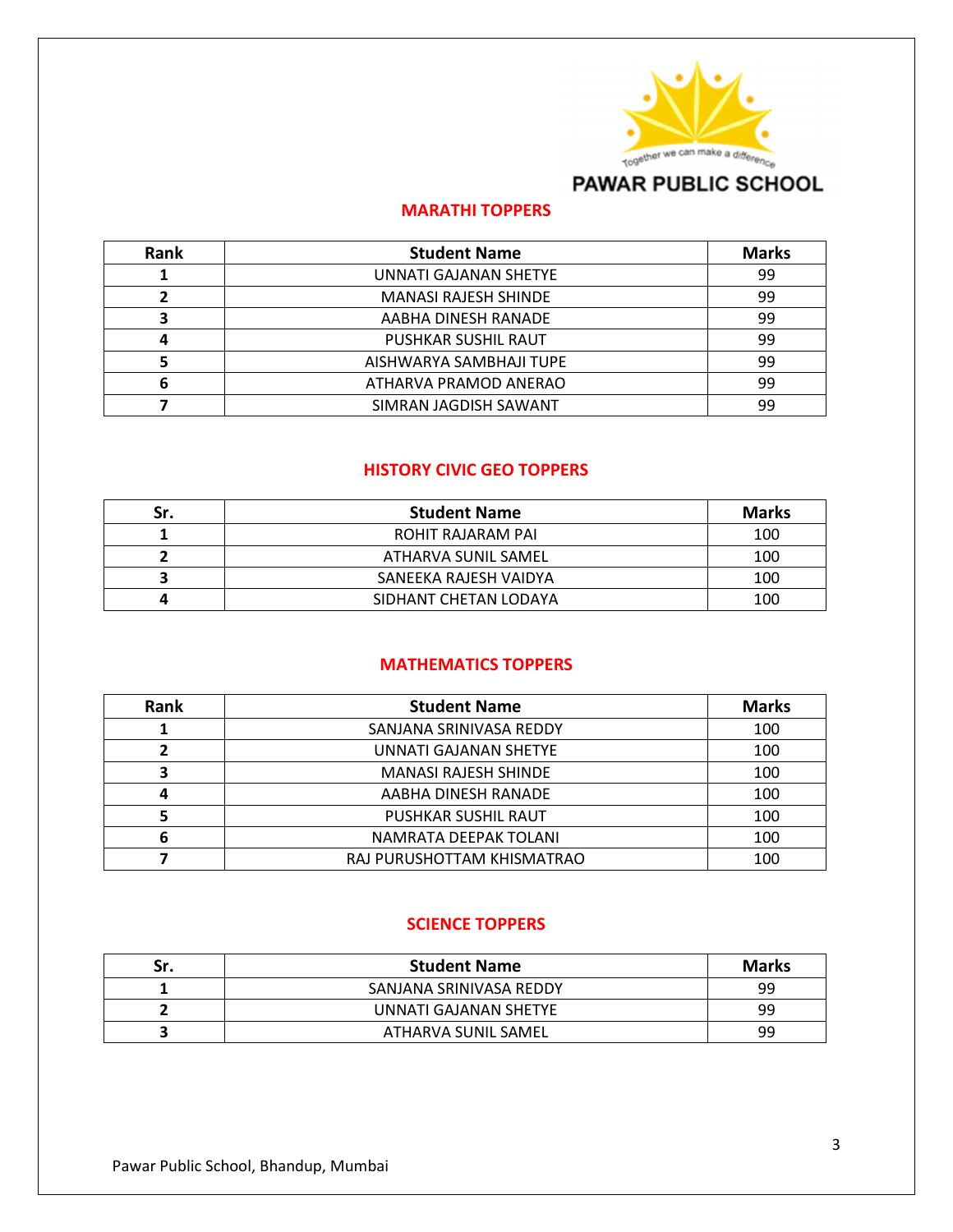PAWAR PUBLIC SCHOOL

## MARATHI TOPPERS

| Rank | Student Name | Marks |
|---|---|---|
| 1 | UNNATI GAJANAN SHETYE | 99 |
| 2 | MANASI RAJESH SHINDE | 99 |
| 3 | AABHA DINESH RANADE | 99 |
| 4 | PUSHKAR SUSHIL RAUT | 99 |
| 5 | AISHWARYA SAMBHAJI TUPE | 99 |
| 6 | ATHARVA PRAMOD ANERAO | 99 |
| 7 | SIMRAN JAGDISH SAWANT | 99 |

## HISTORY CIVIC GEO TOPPERS

| Sr. | Student Name | Marks |
|---|---|---|
| 1 | ROHIT RAJARAM PAI | 100 |
| 2 | ATHARVA SUNIL SAMEL | 100 |
| 3 | SANEEKA RAJESH VAIDYA | 100 |
| 4 | SIDHANT CHETAN LODAYA | 100 |

## MATHEMATICS TOPPERS

| Rank | Student Name | Marks |
|---|---|---|
| 1 | SANJANA SRINIVASA REDDY | 100 |
| 2 | UNNATI GAJANAN SHETYE | 100 |
| 3 | MANASI RAJESH SHINDE | 100 |
| 4 | AABHA DINESH RANADE | 100 |
| 5 | PUSHKAR SUSHIL RAUT | 100 |
| 6 | NAMRATA DEEPAK TOLANI | 100 |
| 7 | RAJ PURUSHOTTAM KHISMATRAO | 100 |

## SCIENCE TOPPERS

| Sr. | Student Name | Marks |
|---|---|---|
| 1 | SANJANA SRINIVASA REDDY | 99 |
| 2 | UNNATI GAJANAN SHETYE | 99 |
| 3 | ATHARVA SUNIL SAMEL | 99 |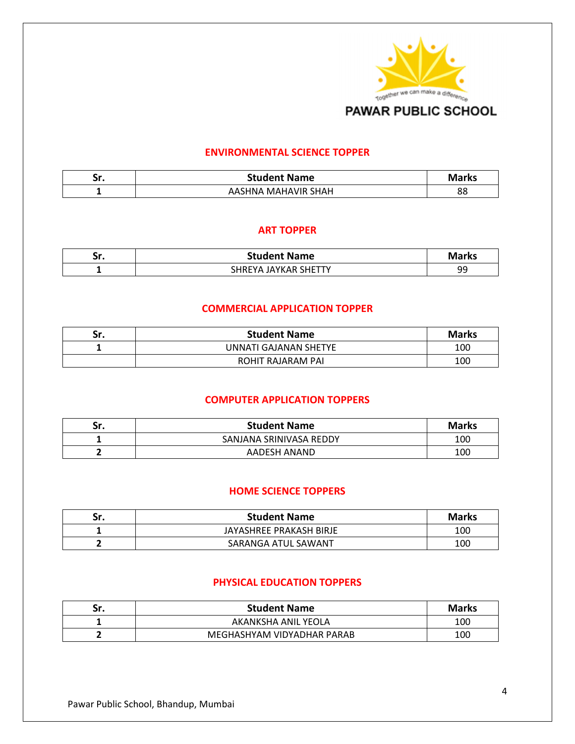## ENVIRONMENTAL SCIENCE TOPPER

| Sr. | Student Name | Marks |
|---|---|---|
| 1 | AASHNA MAHAVIR SHAH | 88 |

## ART TOPPER

| Sr. | Student Name | Marks |
|---|---|---|
| 1 | SHREYA JAYKAR SHETTY | 99 |

## COMMERCIAL APPLICATION TOPPER

| Sr. | Student Name | Marks |
|---|---|---|
| 1 | UNNATI GAJANAN SHETYE | 100 |
| | ROHIT RAJARAM PAI | 100 |

## COMPUTER APPLICATION TOPPERS

| Sr. | Student Name | Marks |
|---|---|---|
| 1 | SANJANA SRINIVASA REDDY | 100 |
| 2 | AADESH ANAND | 100 |

## HOME SCIENCE TOPPERS

| Sr. | Student Name | Marks |
|---|---|---|
| 1 | JAYASHREE PRAKASH BIRJE | 100 |
| 2 | SARANGA ATUL SAWANT | 100 |

## PHYSICAL EDUCATION TOPPERS

| Sr. | Student Name | Marks |
|---|---|---|
| 1 | AKANKSHA ANIL YEOLA | 100 |
| 2 | MEGHASHYAM VIDYADHAR PARAB | 100 |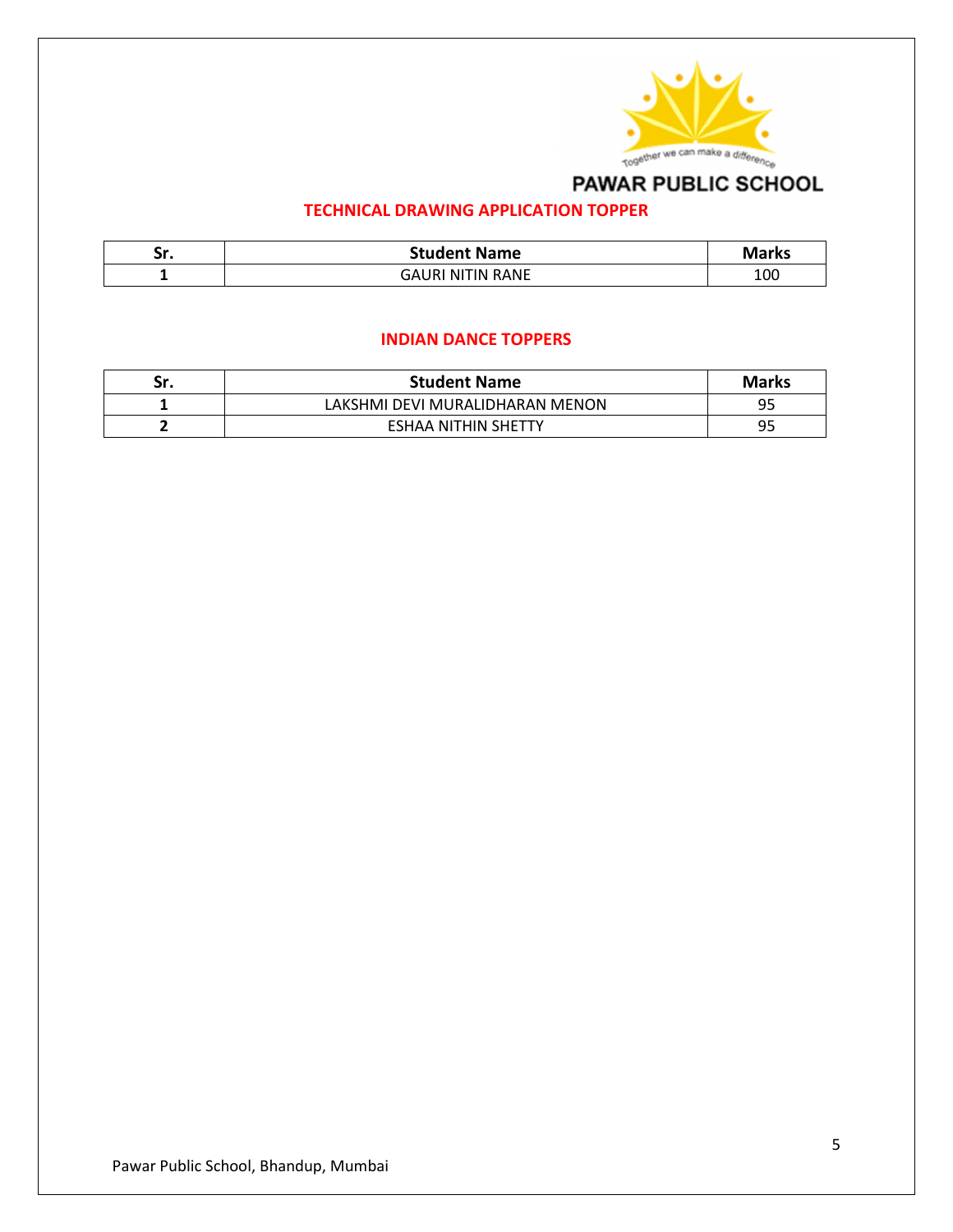PAWAR PUBLIC SCHOOL

## TECHNICAL DRAWING APPLICATION TOPPER

| Sr. | Student Name | Marks |
|---|---|---|
| 1 | GAURI NITIN RANE | 100 |

## INDIAN DANCE TOPPERS

| Sr. | Student Name | Marks |
|---|---|---|
| 1 | LAKSHMI DEVI MURALIDHARAN MENON | 95 |
| 2 | ESHAA NITHIN SHETTY | 95 |